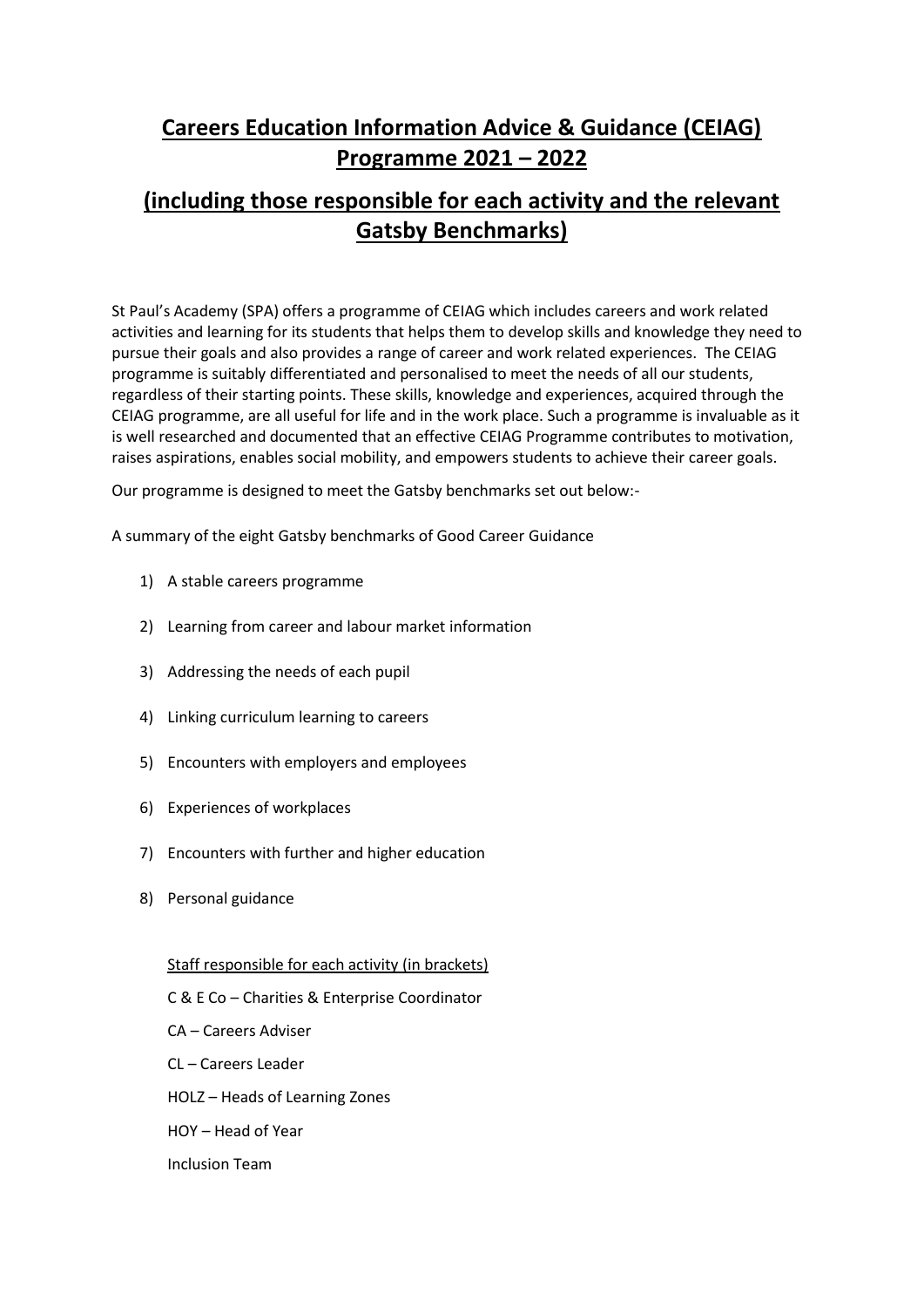# Careers Education Information Advice & Guidance (CEIAG) Programme 2021 – 2022

## (including those responsible for each activity and the relevant Gatsby Benchmarks)

St Paul's Academy (SPA) offers a programme of CEIAG which includes careers and work related activities and learning for its students that helps them to develop skills and knowledge they need to pursue their goals and also provides a range of career and work related experiences. The CEIAG programme is suitably differentiated and personalised to meet the needs of all our students, regardless of their starting points. These skills, knowledge and experiences, acquired through the CEIAG programme, are all useful for life and in the work place. Such a programme is invaluable as it is well researched and documented that an effective CEIAG Programme contributes to motivation, raises aspirations, enables social mobility, and empowers students to achieve their career goals.

Our programme is designed to meet the Gatsby benchmarks set out below:-

A summary of the eight Gatsby benchmarks of Good Career Guidance

1) A stable careers programme
2) Learning from career and labour market information
3) Addressing the needs of each pupil
4) Linking curriculum learning to careers
5) Encounters with employers and employees
6) Experiences of workplaces
7) Encounters with further and higher education
8) Personal guidance

<u>Staff responsible for each activity (in brackets)</u>

C & E Co – Charities & Enterprise Coordinator

CA – Careers Adviser

CL – Careers Leader

HOLZ – Heads of Learning Zones

HOY – Head of Year

Inclusion Team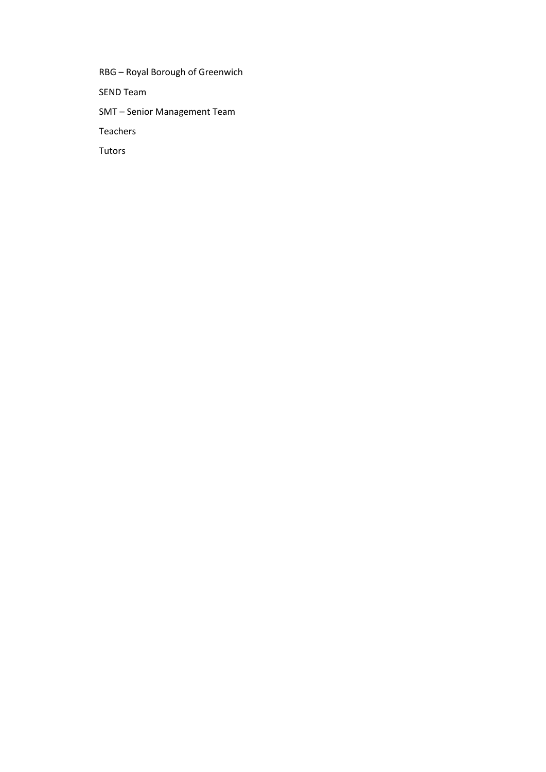RBG – Royal Borough of Greenwich

SEND Team

SMT – Senior Management Team

Teachers

Tutors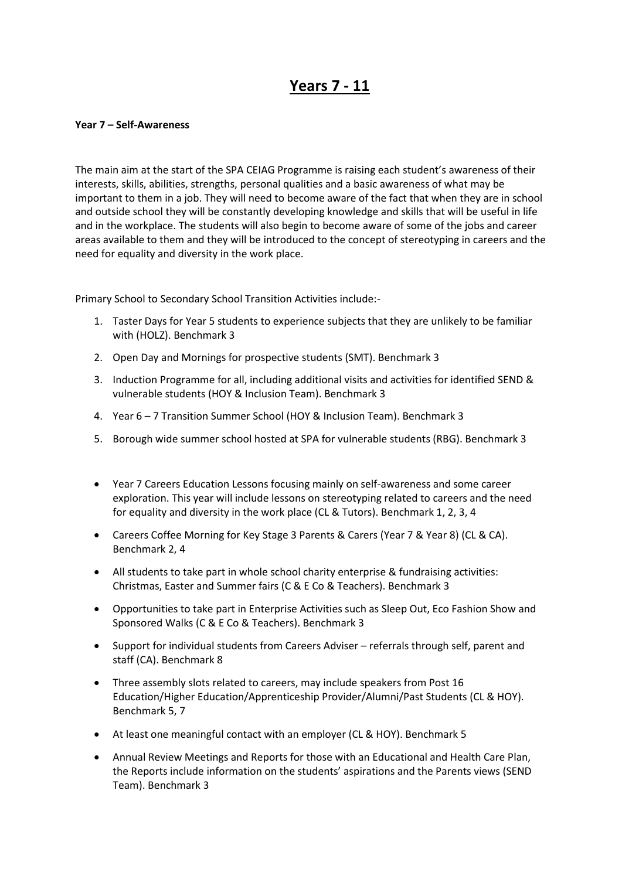# Years 7 - 11

**Year 7 – Self-Awareness**

The main aim at the start of the SPA CEIAG Programme is raising each student's awareness of their interests, skills, abilities, strengths, personal qualities and a basic awareness of what may be important to them in a job. They will need to become aware of the fact that when they are in school and outside school they will be constantly developing knowledge and skills that will be useful in life and in the workplace. The students will also begin to become aware of some of the jobs and career areas available to them and they will be introduced to the concept of stereotyping in careers and the need for equality and diversity in the work place.

Primary School to Secondary School Transition Activities include:-

1. Taster Days for Year 5 students to experience subjects that they are unlikely to be familiar with (HOLZ). Benchmark 3
2. Open Day and Mornings for prospective students (SMT). Benchmark 3
3. Induction Programme for all, including additional visits and activities for identified SEND & vulnerable students (HOY & Inclusion Team). Benchmark 3
4. Year 6 – 7 Transition Summer School (HOY & Inclusion Team). Benchmark 3
5. Borough wide summer school hosted at SPA for vulnerable students (RBG). Benchmark 3

- Year 7 Careers Education Lessons focusing mainly on self-awareness and some career exploration. This year will include lessons on stereotyping related to careers and the need for equality and diversity in the work place (CL & Tutors). Benchmark 1, 2, 3, 4
- Careers Coffee Morning for Key Stage 3 Parents & Carers (Year 7 & Year 8) (CL & CA). Benchmark 2, 4
- All students to take part in whole school charity enterprise & fundraising activities: Christmas, Easter and Summer fairs (C & E Co & Teachers). Benchmark 3
- Opportunities to take part in Enterprise Activities such as Sleep Out, Eco Fashion Show and Sponsored Walks (C & E Co & Teachers). Benchmark 3
- Support for individual students from Careers Adviser – referrals through self, parent and staff (CA). Benchmark 8
- Three assembly slots related to careers, may include speakers from Post 16 Education/Higher Education/Apprenticeship Provider/Alumni/Past Students (CL & HOY). Benchmark 5, 7
- At least one meaningful contact with an employer (CL & HOY). Benchmark 5
- Annual Review Meetings and Reports for those with an Educational and Health Care Plan, the Reports include information on the students' aspirations and the Parents views (SEND Team). Benchmark 3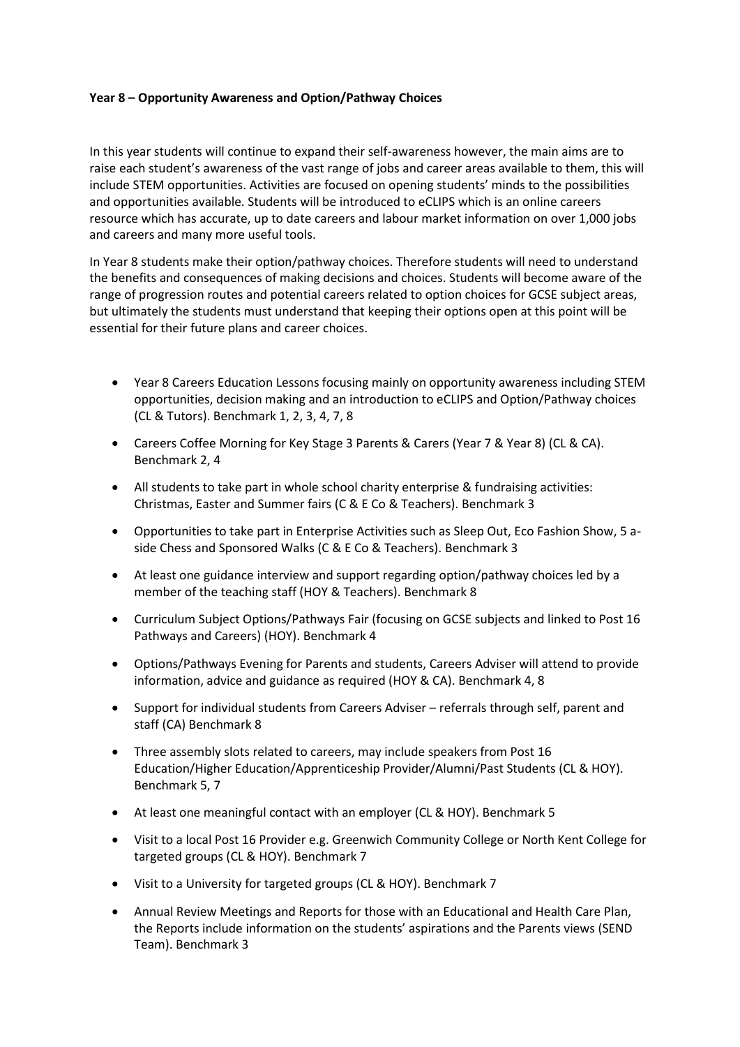**Year 8 – Opportunity Awareness and Option/Pathway Choices**

In this year students will continue to expand their self-awareness however, the main aims are to raise each student's awareness of the vast range of jobs and career areas available to them, this will include STEM opportunities. Activities are focused on opening students' minds to the possibilities and opportunities available. Students will be introduced to eCLIPS which is an online careers resource which has accurate, up to date careers and labour market information on over 1,000 jobs and careers and many more useful tools.

In Year 8 students make their option/pathway choices. Therefore students will need to understand the benefits and consequences of making decisions and choices. Students will become aware of the range of progression routes and potential careers related to option choices for GCSE subject areas, but ultimately the students must understand that keeping their options open at this point will be essential for their future plans and career choices.

- Year 8 Careers Education Lessons focusing mainly on opportunity awareness including STEM opportunities, decision making and an introduction to eCLIPS and Option/Pathway choices (CL & Tutors). Benchmark 1, 2, 3, 4, 7, 8
- Careers Coffee Morning for Key Stage 3 Parents & Carers (Year 7 & Year 8) (CL & CA). Benchmark 2, 4
- All students to take part in whole school charity enterprise & fundraising activities: Christmas, Easter and Summer fairs (C & E Co & Teachers). Benchmark 3
- Opportunities to take part in Enterprise Activities such as Sleep Out, Eco Fashion Show, 5 a-side Chess and Sponsored Walks (C & E Co & Teachers). Benchmark 3
- At least one guidance interview and support regarding option/pathway choices led by a member of the teaching staff (HOY & Teachers). Benchmark 8
- Curriculum Subject Options/Pathways Fair (focusing on GCSE subjects and linked to Post 16 Pathways and Careers) (HOY). Benchmark 4
- Options/Pathways Evening for Parents and students, Careers Adviser will attend to provide information, advice and guidance as required (HOY & CA). Benchmark 4, 8
- Support for individual students from Careers Adviser – referrals through self, parent and staff (CA) Benchmark 8
- Three assembly slots related to careers, may include speakers from Post 16 Education/Higher Education/Apprenticeship Provider/Alumni/Past Students (CL & HOY). Benchmark 5, 7
- At least one meaningful contact with an employer (CL & HOY). Benchmark 5
- Visit to a local Post 16 Provider e.g. Greenwich Community College or North Kent College for targeted groups (CL & HOY). Benchmark 7
- Visit to a University for targeted groups (CL & HOY). Benchmark 7
- Annual Review Meetings and Reports for those with an Educational and Health Care Plan, the Reports include information on the students' aspirations and the Parents views (SEND Team). Benchmark 3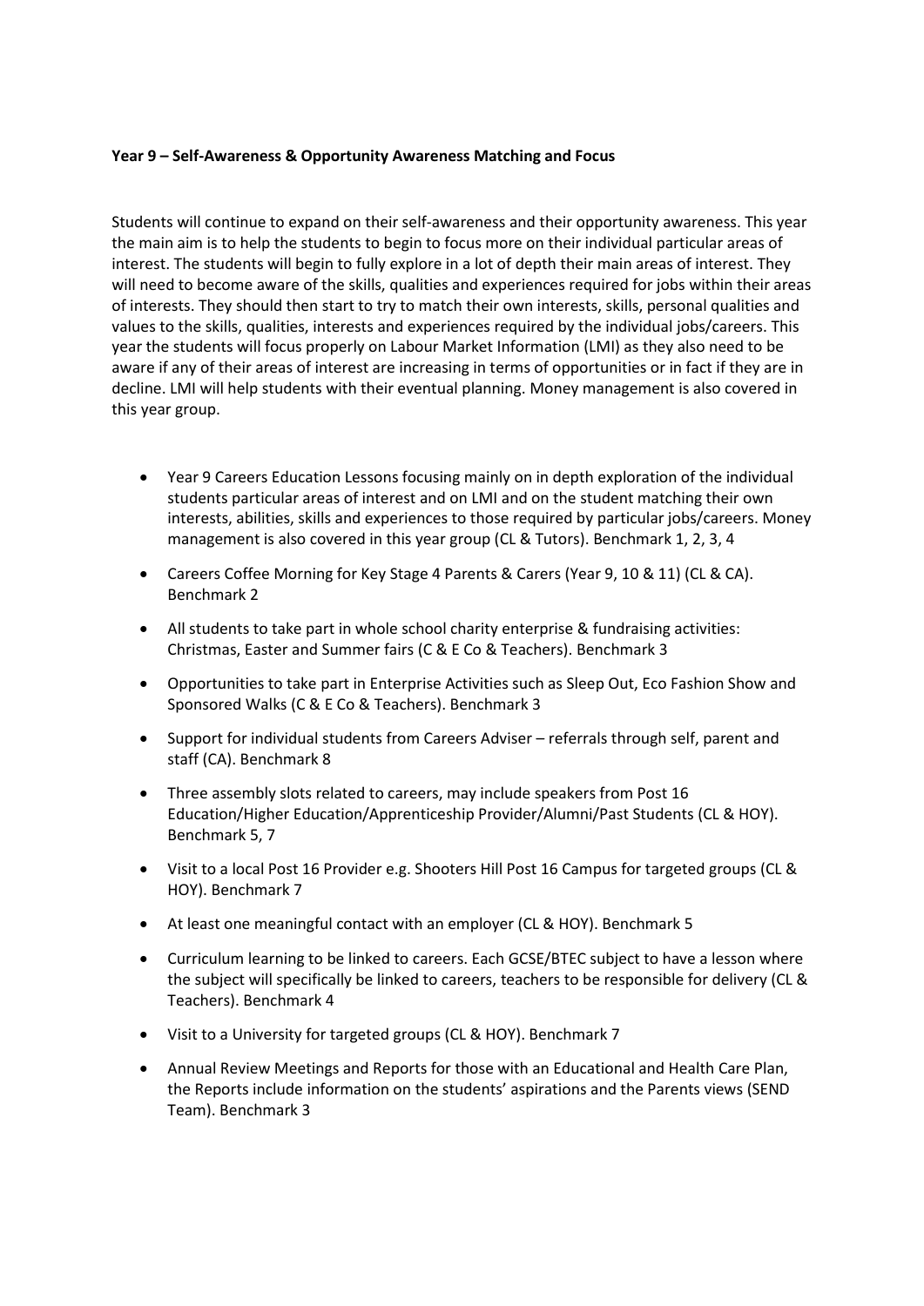**Year 9 – Self-Awareness & Opportunity Awareness Matching and Focus**

Students will continue to expand on their self-awareness and their opportunity awareness. This year the main aim is to help the students to begin to focus more on their individual particular areas of interest. The students will begin to fully explore in a lot of depth their main areas of interest. They will need to become aware of the skills, qualities and experiences required for jobs within their areas of interests. They should then start to try to match their own interests, skills, personal qualities and values to the skills, qualities, interests and experiences required by the individual jobs/careers. This year the students will focus properly on Labour Market Information (LMI) as they also need to be aware if any of their areas of interest are increasing in terms of opportunities or in fact if they are in decline. LMI will help students with their eventual planning. Money management is also covered in this year group.

- Year 9 Careers Education Lessons focusing mainly on in depth exploration of the individual students particular areas of interest and on LMI and on the student matching their own interests, abilities, skills and experiences to those required by particular jobs/careers. Money management is also covered in this year group (CL & Tutors). Benchmark 1, 2, 3, 4
- Careers Coffee Morning for Key Stage 4 Parents & Carers (Year 9, 10 & 11) (CL & CA). Benchmark 2
- All students to take part in whole school charity enterprise & fundraising activities: Christmas, Easter and Summer fairs (C & E Co & Teachers). Benchmark 3
- Opportunities to take part in Enterprise Activities such as Sleep Out, Eco Fashion Show and Sponsored Walks (C & E Co & Teachers). Benchmark 3
- Support for individual students from Careers Adviser – referrals through self, parent and staff (CA). Benchmark 8
- Three assembly slots related to careers, may include speakers from Post 16 Education/Higher Education/Apprenticeship Provider/Alumni/Past Students (CL & HOY). Benchmark 5, 7
- Visit to a local Post 16 Provider e.g. Shooters Hill Post 16 Campus for targeted groups (CL & HOY). Benchmark 7
- At least one meaningful contact with an employer (CL & HOY). Benchmark 5
- Curriculum learning to be linked to careers. Each GCSE/BTEC subject to have a lesson where the subject will specifically be linked to careers, teachers to be responsible for delivery (CL & Teachers). Benchmark 4
- Visit to a University for targeted groups (CL & HOY). Benchmark 7
- Annual Review Meetings and Reports for those with an Educational and Health Care Plan, the Reports include information on the students' aspirations and the Parents views (SEND Team). Benchmark 3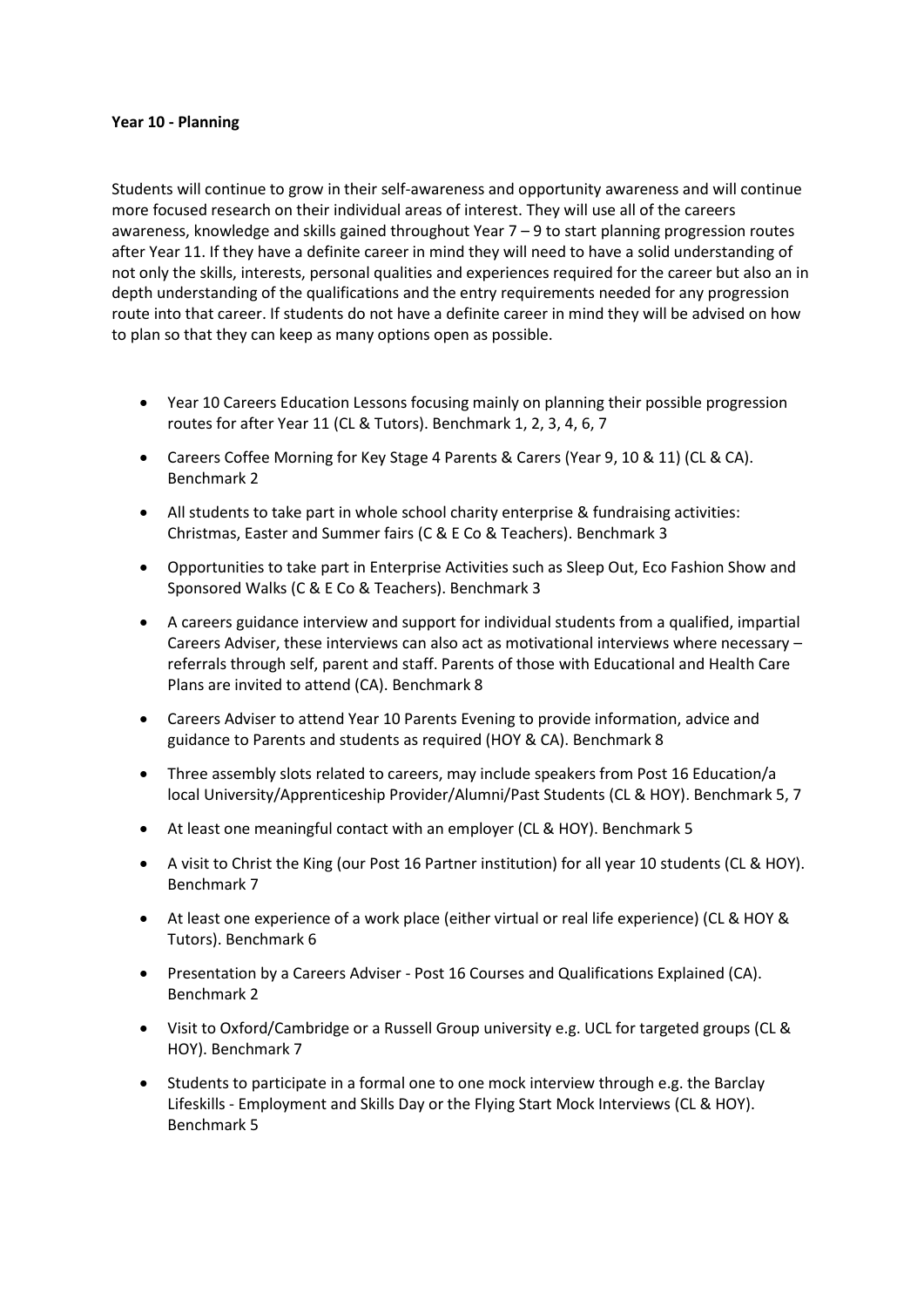**Year 10 - Planning**

Students will continue to grow in their self-awareness and opportunity awareness and will continue more focused research on their individual areas of interest. They will use all of the careers awareness, knowledge and skills gained throughout Year 7 – 9 to start planning progression routes after Year 11. If they have a definite career in mind they will need to have a solid understanding of not only the skills, interests, personal qualities and experiences required for the career but also an in depth understanding of the qualifications and the entry requirements needed for any progression route into that career. If students do not have a definite career in mind they will be advised on how to plan so that they can keep as many options open as possible.

- Year 10 Careers Education Lessons focusing mainly on planning their possible progression routes for after Year 11 (CL & Tutors). Benchmark 1, 2, 3, 4, 6, 7
- Careers Coffee Morning for Key Stage 4 Parents & Carers (Year 9, 10 & 11) (CL & CA). Benchmark 2
- All students to take part in whole school charity enterprise & fundraising activities: Christmas, Easter and Summer fairs (C & E Co & Teachers). Benchmark 3
- Opportunities to take part in Enterprise Activities such as Sleep Out, Eco Fashion Show and Sponsored Walks (C & E Co & Teachers). Benchmark 3
- A careers guidance interview and support for individual students from a qualified, impartial Careers Adviser, these interviews can also act as motivational interviews where necessary – referrals through self, parent and staff. Parents of those with Educational and Health Care Plans are invited to attend (CA). Benchmark 8
- Careers Adviser to attend Year 10 Parents Evening to provide information, advice and guidance to Parents and students as required (HOY & CA). Benchmark 8
- Three assembly slots related to careers, may include speakers from Post 16 Education/a local University/Apprenticeship Provider/Alumni/Past Students (CL & HOY). Benchmark 5, 7
- At least one meaningful contact with an employer (CL & HOY). Benchmark 5
- A visit to Christ the King (our Post 16 Partner institution) for all year 10 students (CL & HOY). Benchmark 7
- At least one experience of a work place (either virtual or real life experience) (CL & HOY & Tutors). Benchmark 6
- Presentation by a Careers Adviser - Post 16 Courses and Qualifications Explained (CA). Benchmark 2
- Visit to Oxford/Cambridge or a Russell Group university e.g. UCL for targeted groups (CL & HOY). Benchmark 7
- Students to participate in a formal one to one mock interview through e.g. the Barclay Lifeskills - Employment and Skills Day or the Flying Start Mock Interviews (CL & HOY). Benchmark 5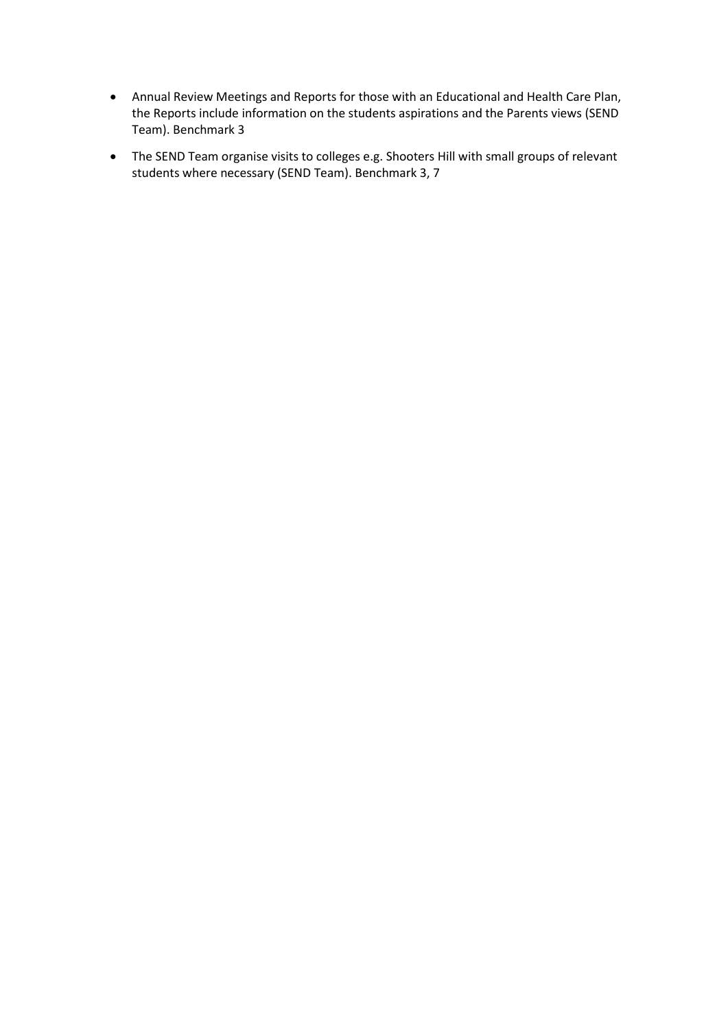- Annual Review Meetings and Reports for those with an Educational and Health Care Plan, the Reports include information on the students aspirations and the Parents views (SEND Team). Benchmark 3
- The SEND Team organise visits to colleges e.g. Shooters Hill with small groups of relevant students where necessary (SEND Team). Benchmark 3, 7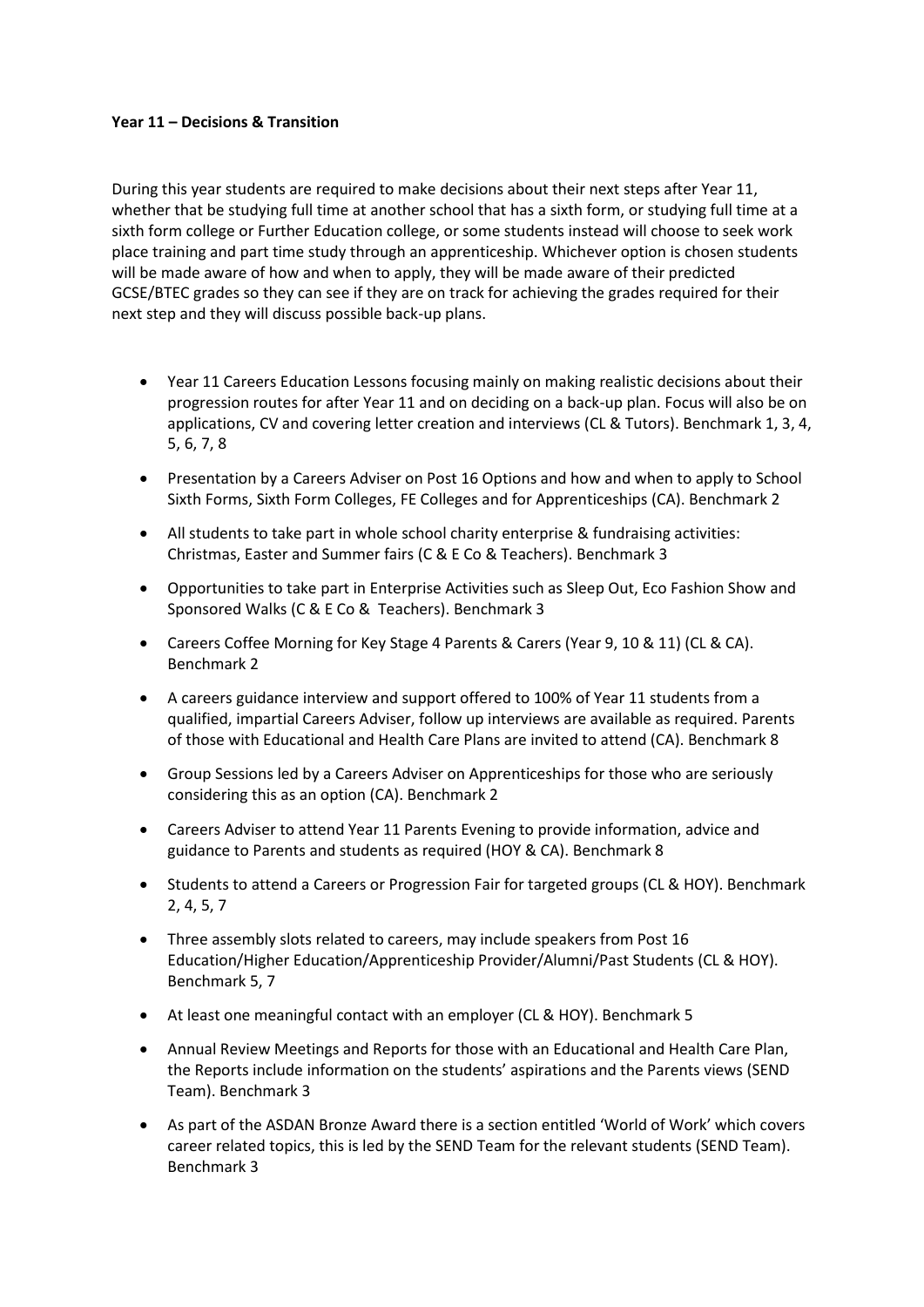**Year 11 – Decisions & Transition**

During this year students are required to make decisions about their next steps after Year 11, whether that be studying full time at another school that has a sixth form, or studying full time at a sixth form college or Further Education college, or some students instead will choose to seek work place training and part time study through an apprenticeship. Whichever option is chosen students will be made aware of how and when to apply, they will be made aware of their predicted GCSE/BTEC grades so they can see if they are on track for achieving the grades required for their next step and they will discuss possible back-up plans.

- Year 11 Careers Education Lessons focusing mainly on making realistic decisions about their progression routes for after Year 11 and on deciding on a back-up plan. Focus will also be on applications, CV and covering letter creation and interviews (CL & Tutors). Benchmark 1, 3, 4, 5, 6, 7, 8
- Presentation by a Careers Adviser on Post 16 Options and how and when to apply to School Sixth Forms, Sixth Form Colleges, FE Colleges and for Apprenticeships (CA). Benchmark 2
- All students to take part in whole school charity enterprise & fundraising activities: Christmas, Easter and Summer fairs (C & E Co & Teachers). Benchmark 3
- Opportunities to take part in Enterprise Activities such as Sleep Out, Eco Fashion Show and Sponsored Walks (C & E Co & Teachers). Benchmark 3
- Careers Coffee Morning for Key Stage 4 Parents & Carers (Year 9, 10 & 11) (CL & CA). Benchmark 2
- A careers guidance interview and support offered to 100% of Year 11 students from a qualified, impartial Careers Adviser, follow up interviews are available as required. Parents of those with Educational and Health Care Plans are invited to attend (CA). Benchmark 8
- Group Sessions led by a Careers Adviser on Apprenticeships for those who are seriously considering this as an option (CA). Benchmark 2
- Careers Adviser to attend Year 11 Parents Evening to provide information, advice and guidance to Parents and students as required (HOY & CA). Benchmark 8
- Students to attend a Careers or Progression Fair for targeted groups (CL & HOY). Benchmark 2, 4, 5, 7
- Three assembly slots related to careers, may include speakers from Post 16 Education/Higher Education/Apprenticeship Provider/Alumni/Past Students (CL & HOY). Benchmark 5, 7
- At least one meaningful contact with an employer (CL & HOY). Benchmark 5
- Annual Review Meetings and Reports for those with an Educational and Health Care Plan, the Reports include information on the students' aspirations and the Parents views (SEND Team). Benchmark 3
- As part of the ASDAN Bronze Award there is a section entitled 'World of Work' which covers career related topics, this is led by the SEND Team for the relevant students (SEND Team). Benchmark 3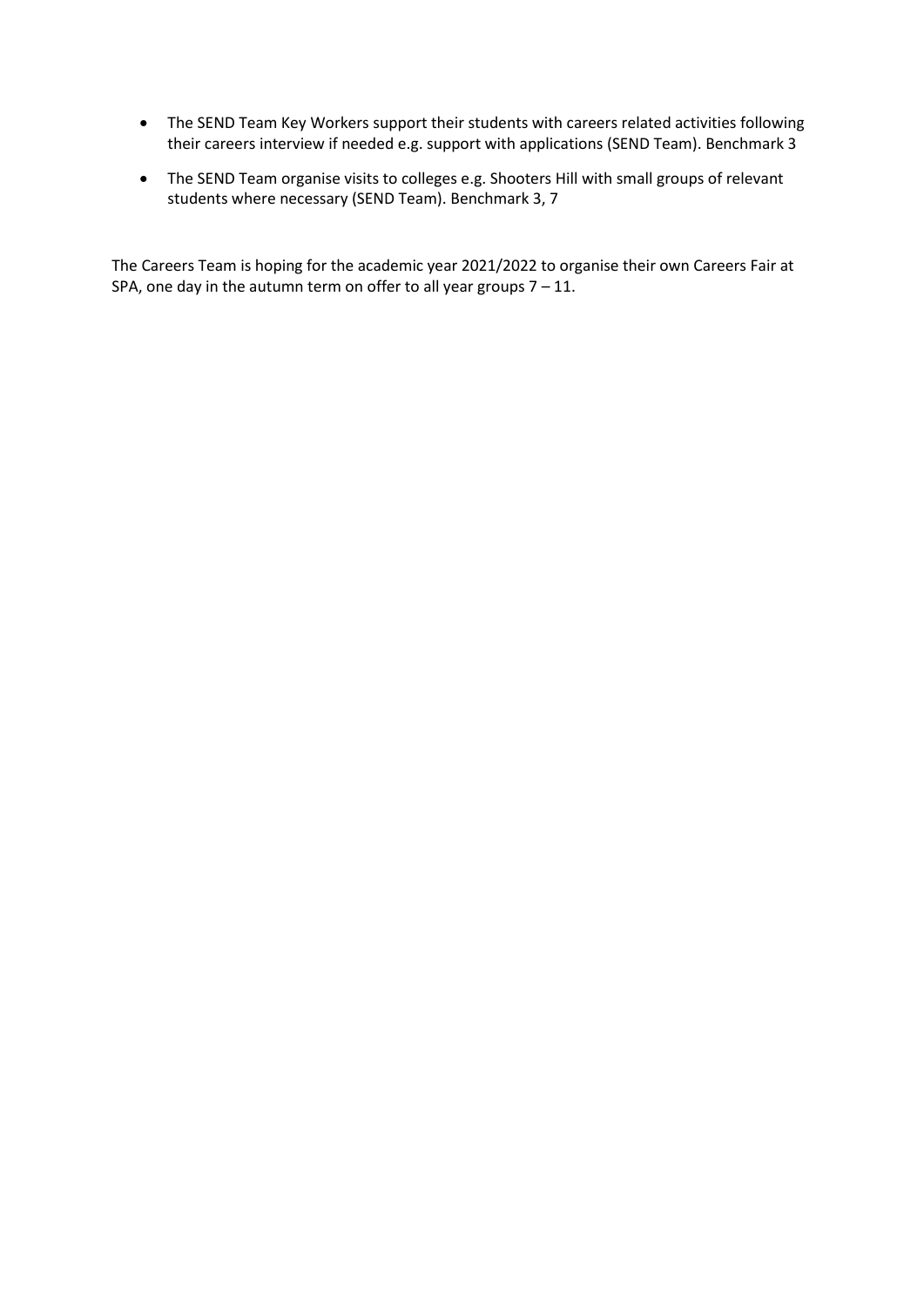- The SEND Team Key Workers support their students with careers related activities following their careers interview if needed e.g. support with applications (SEND Team). Benchmark 3
- The SEND Team organise visits to colleges e.g. Shooters Hill with small groups of relevant students where necessary (SEND Team). Benchmark 3, 7

The Careers Team is hoping for the academic year 2021/2022 to organise their own Careers Fair at SPA, one day in the autumn term on offer to all year groups 7 – 11.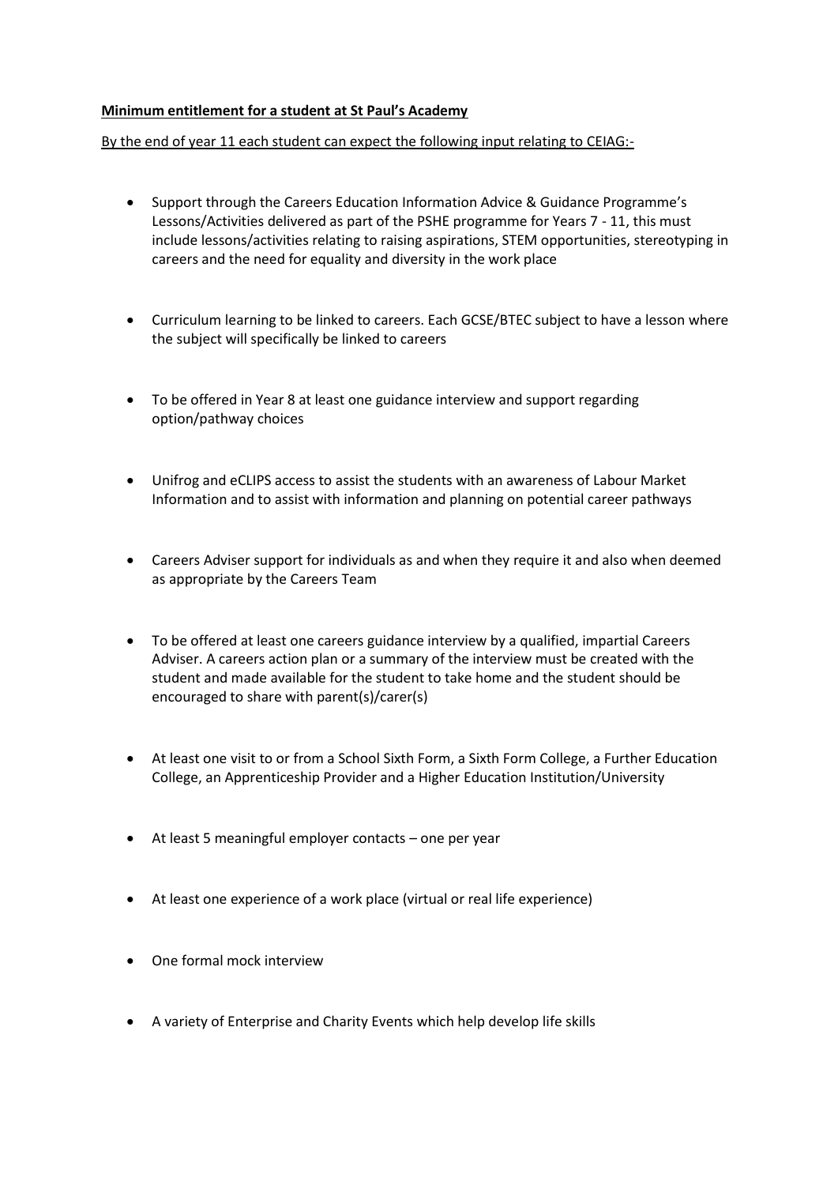**Minimum entitlement for a student at St Paul's Academy**

By the end of year 11 each student can expect the following input relating to CEIAG:-

- Support through the Careers Education Information Advice & Guidance Programme's Lessons/Activities delivered as part of the PSHE programme for Years 7 - 11, this must include lessons/activities relating to raising aspirations, STEM opportunities, stereotyping in careers and the need for equality and diversity in the work place

- Curriculum learning to be linked to careers. Each GCSE/BTEC subject to have a lesson where the subject will specifically be linked to careers

- To be offered in Year 8 at least one guidance interview and support regarding option/pathway choices

- Unifrog and eCLIPS access to assist the students with an awareness of Labour Market Information and to assist with information and planning on potential career pathways

- Careers Adviser support for individuals as and when they require it and also when deemed as appropriate by the Careers Team

- To be offered at least one careers guidance interview by a qualified, impartial Careers Adviser. A careers action plan or a summary of the interview must be created with the student and made available for the student to take home and the student should be encouraged to share with parent(s)/carer(s)

- At least one visit to or from a School Sixth Form, a Sixth Form College, a Further Education College, an Apprenticeship Provider and a Higher Education Institution/University

- At least 5 meaningful employer contacts – one per year

- At least one experience of a work place (virtual or real life experience)

- One formal mock interview

- A variety of Enterprise and Charity Events which help develop life skills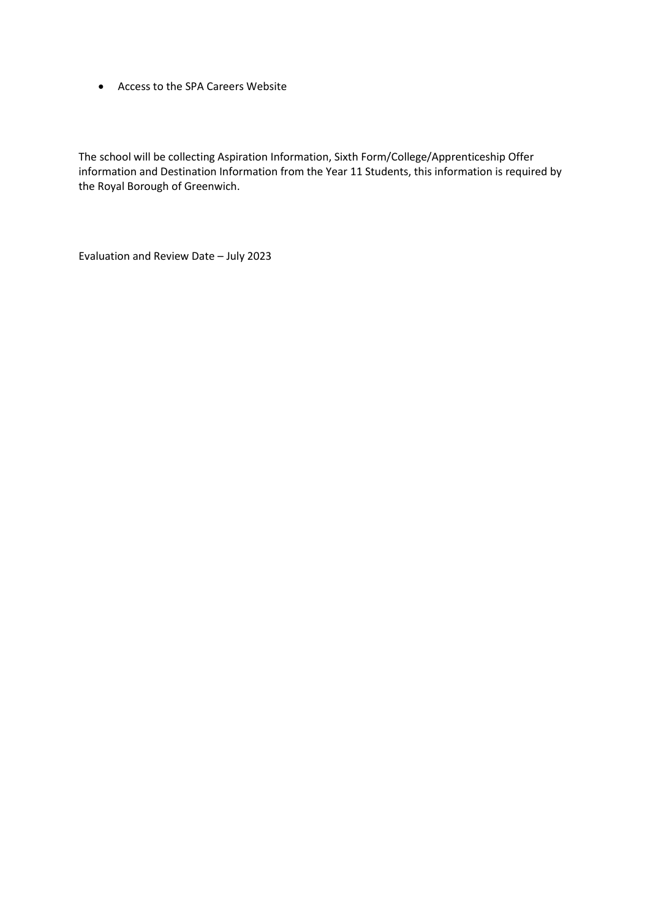- Access to the SPA Careers Website

The school will be collecting Aspiration Information, Sixth Form/College/Apprenticeship Offer information and Destination Information from the Year 11 Students, this information is required by the Royal Borough of Greenwich.

Evaluation and Review Date – July 2023